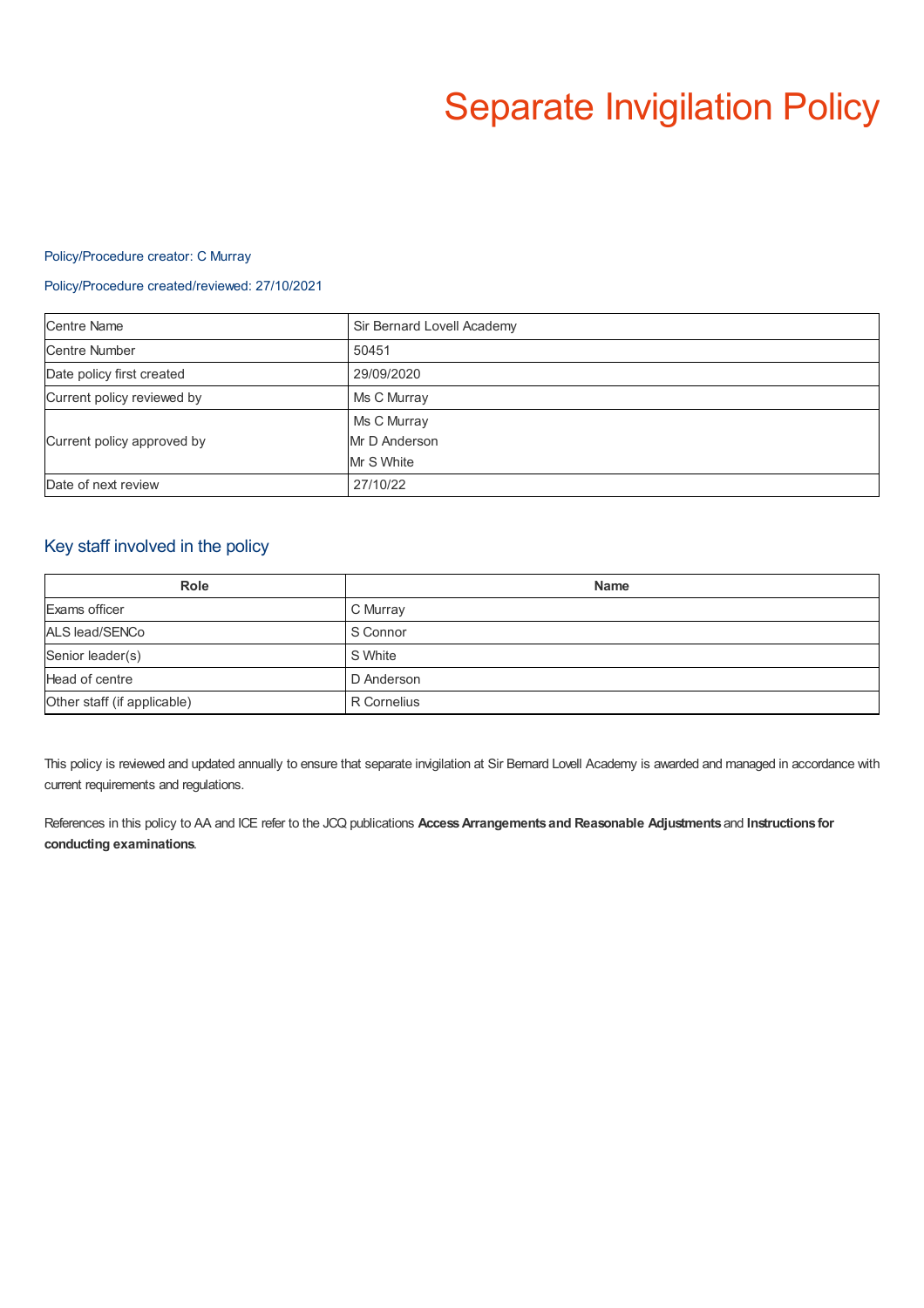# Separate Invigilation Policy

Policy/Procedure creator: C Murray

Policy/Procedure created/reviewed: 27/10/2021

| | |
|---|---|
| Centre Name | Sir Bernard Lovell Academy |
| Centre Number | 50451 |
| Date policy first created | 29/09/2020 |
| Current policy reviewed by | Ms C Murray |
| Current policy approved by | Ms C Murray<br>Mr D Anderson<br>Mr S White |
| Date of next review | 27/10/22 |

## Key staff involved in the policy

| Role | Name |
|---|---|
| Exams officer | C Murray |
| ALS lead/SENCo | S Connor |
| Senior leader(s) | S White |
| Head of centre | D Anderson |
| Other staff (if applicable) | R Cornelius |

This policy is reviewed and updated annually to ensure that separate invigilation at Sir Bernard Lovell Academy is awarded and managed in accordance with current requirements and regulations.

References in this policy to AA and ICE refer to the JCQ publications **Access Arrangements and Reasonable Adjustments** and **Instructions for conducting examinations**.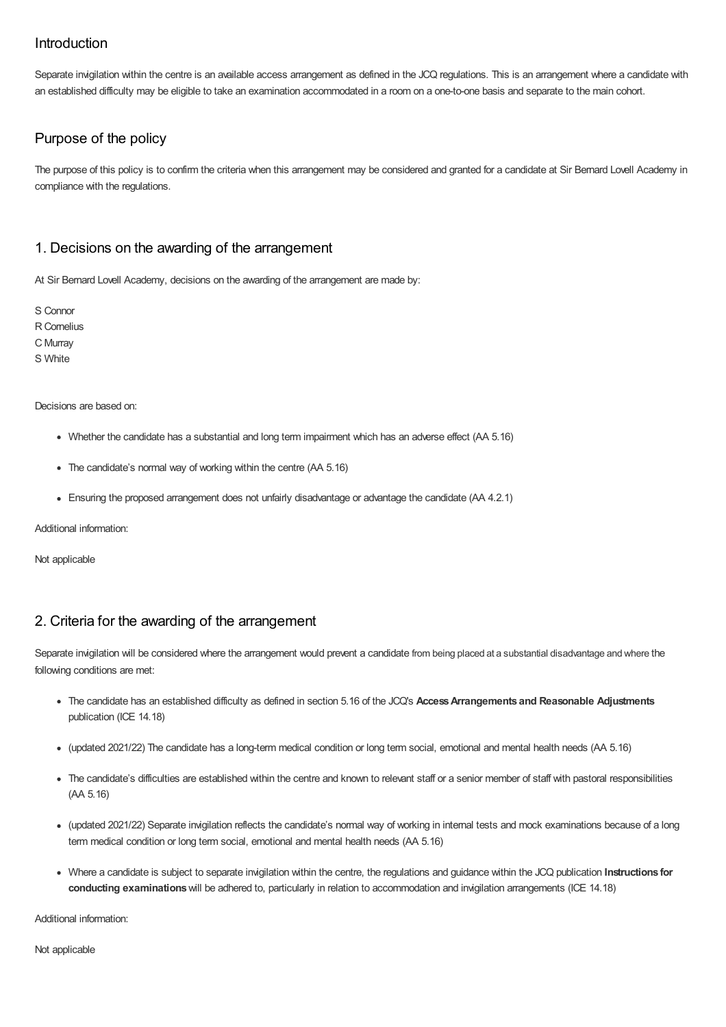## Introduction

Separate invigilation within the centre is an available access arrangement as defined in the JCQ regulations. This is an arrangement where a candidate with an established difficulty may be eligible to take an examination accommodated in a room on a one-to-one basis and separate to the main cohort.

## Purpose of the policy

The purpose of this policy is to confirm the criteria when this arrangement may be considered and granted for a candidate at Sir Bernard Lovell Academy in compliance with the regulations.

## 1. Decisions on the awarding of the arrangement

At Sir Bernard Lovell Academy, decisions on the awarding of the arrangement are made by:

S Connor
R Cornelius
C Murray
S White

Decisions are based on:

- Whether the candidate has a substantial and long term impairment which has an adverse effect (AA 5.16)
- The candidate's normal way of working within the centre (AA 5.16)
- Ensuring the proposed arrangement does not unfairly disadvantage or advantage the candidate (AA 4.2.1)

Additional information:

Not applicable

## 2. Criteria for the awarding of the arrangement

Separate invigilation will be considered where the arrangement would prevent a candidate from being placed at a substantial disadvantage and where the following conditions are met:

- The candidate has an established difficulty as defined in section 5.16 of the JCQ's **Access Arrangements and Reasonable Adjustments** publication (ICE 14.18)
- (updated 2021/22) The candidate has a long-term medical condition or long term social, emotional and mental health needs (AA 5.16)
- The candidate's difficulties are established within the centre and known to relevant staff or a senior member of staff with pastoral responsibilities (AA 5.16)
- (updated 2021/22) Separate invigilation reflects the candidate's normal way of working in internal tests and mock examinations because of a long term medical condition or long term social, emotional and mental health needs (AA 5.16)
- Where a candidate is subject to separate invigilation within the centre, the regulations and guidance within the JCQ publication **Instructions for conducting examinations** will be adhered to, particularly in relation to accommodation and invigilation arrangements (ICE 14.18)

Additional information:

Not applicable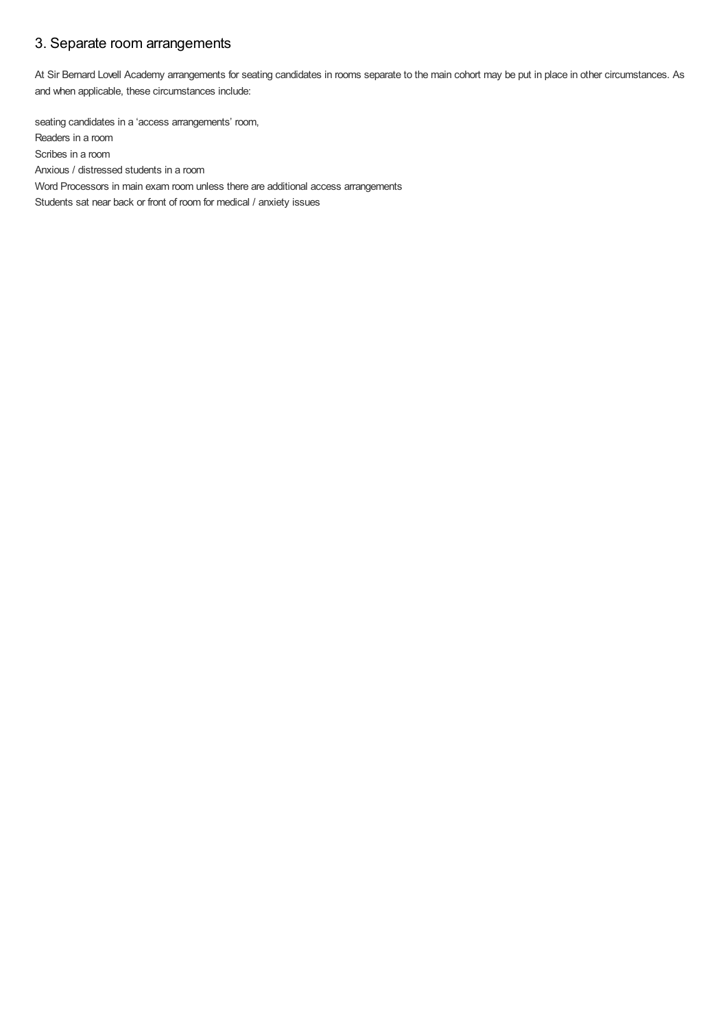## 3. Separate room arrangements

At Sir Bernard Lovell Academy arrangements for seating candidates in rooms separate to the main cohort may be put in place in other circumstances. As and when applicable, these circumstances include:

seating candidates in a 'access arrangements' room,
Readers in a room
Scribes in a room
Anxious / distressed students in a room
Word Processors in main exam room unless there are additional access arrangements
Students sat near back or front of room for medical / anxiety issues